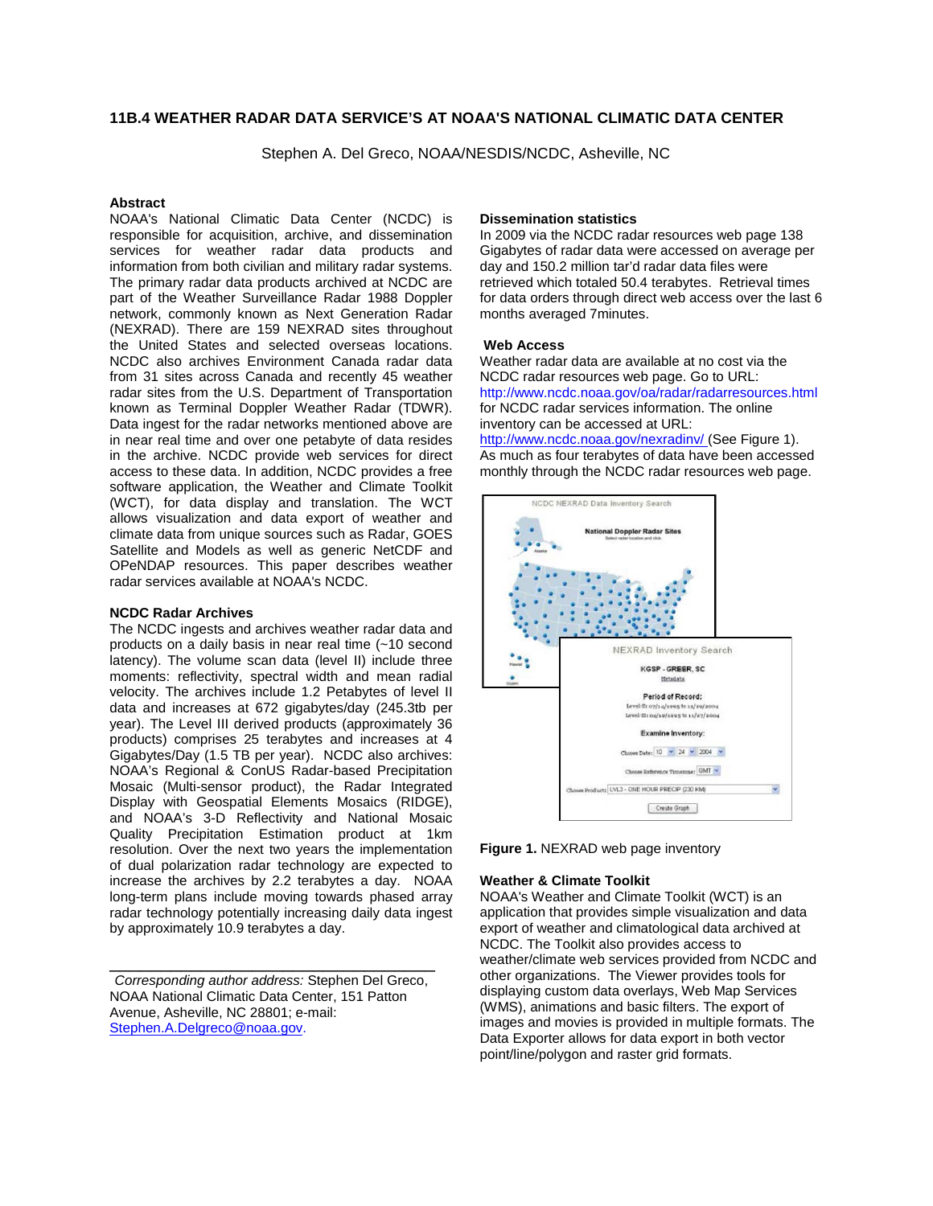# 11B.4 WEATHER RADAR DATA SERVICE'S AT NOAA'S NATIONAL CLIMATIC DATA CENTER

Stephen A. Del Greco, NOAA/NESDIS/NCDC, Asheville, NC

## Abstract

NOAA's National Climatic Data Center (NCDC) is responsible for acquisition, archive, and dissemination services for weather radar data products and information from both civilian and military radar systems. The primary radar data products archived at NCDC are part of the Weather Surveillance Radar 1988 Doppler network, commonly known as Next Generation Radar (NEXRAD). There are 159 NEXRAD sites throughout the United States and selected overseas locations. NCDC also archives Environment Canada radar data from 31 sites across Canada and recently 45 weather radar sites from the U.S. Department of Transportation known as Terminal Doppler Weather Radar (TDWR). Data ingest for the radar networks mentioned above are in near real time and over one petabyte of data resides in the archive. NCDC provide web services for direct access to these data. In addition, NCDC provides a free software application, the Weather and Climate Toolkit (WCT), for data display and translation. The WCT allows visualization and data export of weather and climate data from unique sources such as Radar, GOES Satellite and Models as well as generic NetCDF and OPeNDAP resources. This paper describes weather radar services available at NOAA's NCDC.

## NCDC Radar Archives

The NCDC ingests and archives weather radar data and products on a daily basis in near real time (~10 second latency). The volume scan data (level II) include three moments: reflectivity, spectral width and mean radial velocity. The archives include 1.2 Petabytes of level II data and increases at 672 gigabytes/day (245.3tb per year). The Level III derived products (approximately 36 products) comprises 25 terabytes and increases at 4 Gigabytes/Day (1.5 TB per year). NCDC also archives: NOAA's Regional & ConUS Radar-based Precipitation Mosaic (Multi-sensor product), the Radar Integrated Display with Geospatial Elements Mosaics (RIDGE), and NOAA's 3-D Reflectivity and National Mosaic Quality Precipitation Estimation product at 1km resolution. Over the next two years the implementation of dual polarization radar technology are expected to increase the archives by 2.2 terabytes a day. NOAA long-term plans include moving towards phased array radar technology potentially increasing daily data ingest by approximately 10.9 terabytes a day.

*Corresponding author address:* Stephen Del Greco, NOAA National Climatic Data Center, 151 Patton Avenue, Asheville, NC 28801; e-mail: Stephen.A.Delgreco@noaa.gov.

## Dissemination statistics

In 2009 via the NCDC radar resources web page 138 Gigabytes of radar data were accessed on average per day and 150.2 million tar'd radar data files were retrieved which totaled 50.4 terabytes. Retrieval times for data orders through direct web access over the last 6 months averaged 7minutes.

## Web Access

Weather radar data are available at no cost via the NCDC radar resources web page. Go to URL: http://www.ncdc.noaa.gov/oa/radar/radarresources.html for NCDC radar services information. The online inventory can be accessed at URL: http://www.ncdc.noaa.gov/nexradinv/ (See Figure 1). As much as four terabytes of data have been accessed monthly through the NCDC radar resources web page.

**Figure 1.** NEXRAD web page inventory

## Weather & Climate Toolkit

NOAA's Weather and Climate Toolkit (WCT) is an application that provides simple visualization and data export of weather and climatological data archived at NCDC. The Toolkit also provides access to weather/climate web services provided from NCDC and other organizations. The Viewer provides tools for displaying custom data overlays, Web Map Services (WMS), animations and basic filters. The export of images and movies is provided in multiple formats. The Data Exporter allows for data export in both vector point/line/polygon and raster grid formats.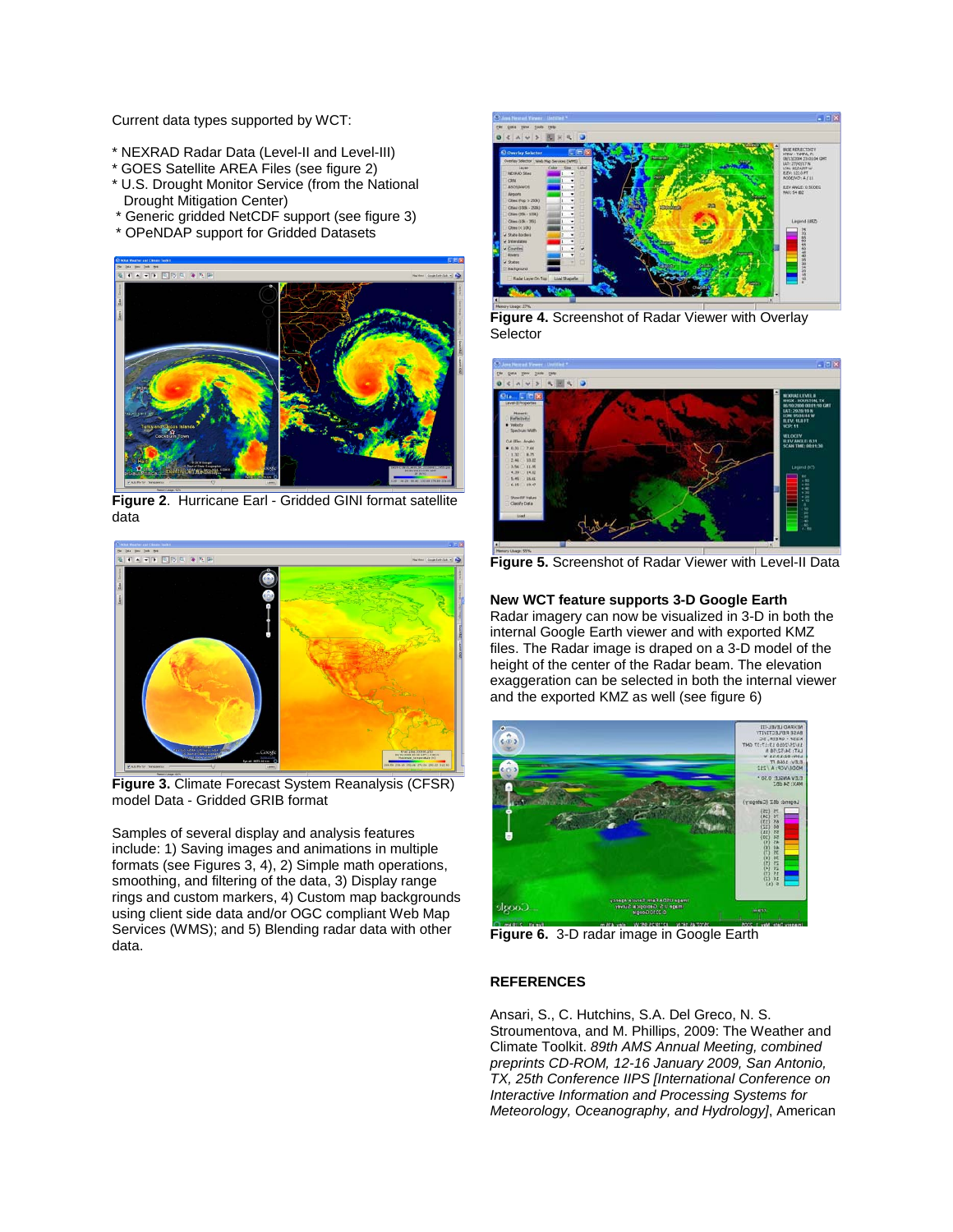Current data types supported by WCT:

* NEXRAD Radar Data (Level-II and Level-III)
* GOES Satellite AREA Files (see figure 2)
* U.S. Drought Monitor Service (from the National Drought Mitigation Center)
* Generic gridded NetCDF support (see figure 3)
* OPeNDAP support for Gridded Datasets

**Figure 2**. Hurricane Earl - Gridded GINI format satellite data

**Figure 3.** Climate Forecast System Reanalysis (CFSR) model Data - Gridded GRIB format

Samples of several display and analysis features include: 1) Saving images and animations in multiple formats (see Figures 3, 4), 2) Simple math operations, smoothing, and filtering of the data, 3) Display range rings and custom markers, 4) Custom map backgrounds using client side data and/or OGC compliant Web Map Services (WMS); and 5) Blending radar data with other data.

**Figure 4.** Screenshot of Radar Viewer with Overlay Selector

**Figure 5.** Screenshot of Radar Viewer with Level-II Data

**New WCT feature supports 3-D Google Earth**

Radar imagery can now be visualized in 3-D in both the internal Google Earth viewer and with exported KMZ files. The Radar image is draped on a 3-D model of the height of the center of the Radar beam. The elevation exaggeration can be selected in both the internal viewer and the exported KMZ as well (see figure 6)

**Figure 6.** 3-D radar image in Google Earth

## REFERENCES

Ansari, S., C. Hutchins, S.A. Del Greco, N. S. Stroumentova, and M. Phillips, 2009: The Weather and Climate Toolkit. *89th AMS Annual Meeting, combined preprints CD-ROM, 12-16 January 2009, San Antonio, TX, 25th Conference IIPS [International Conference on Interactive Information and Processing Systems for Meteorology, Oceanography, and Hydrology]*, American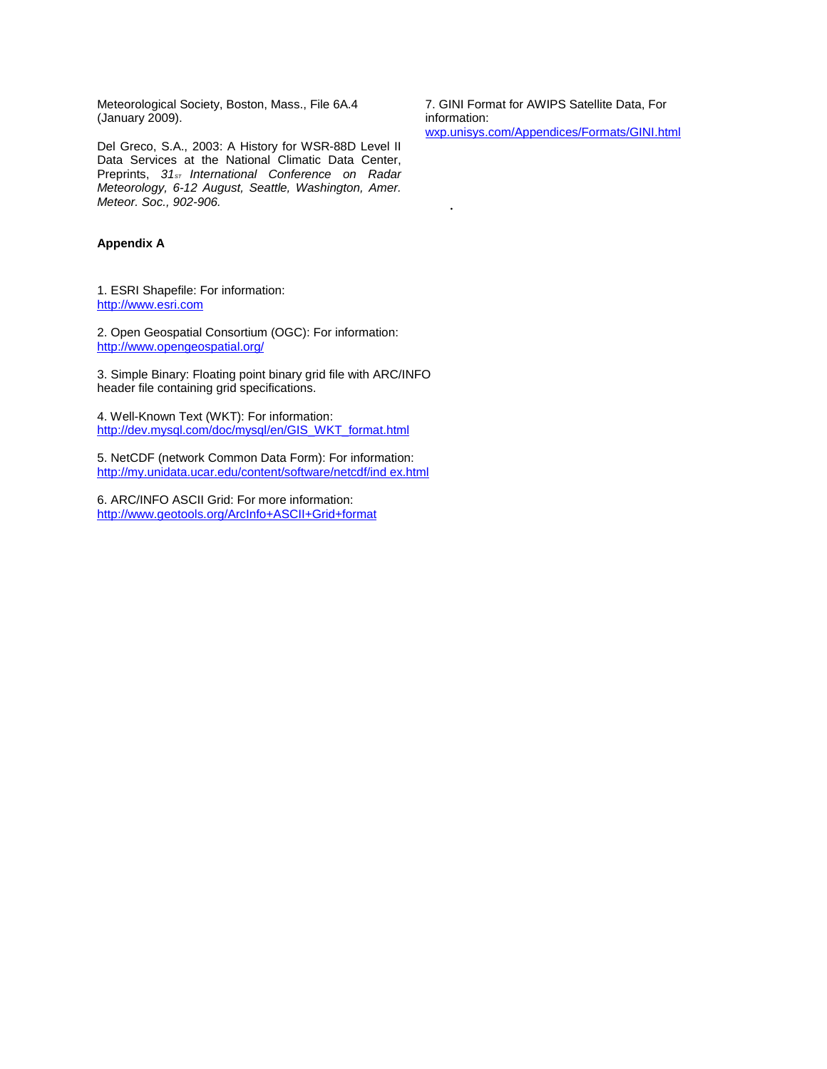Meteorological Society, Boston, Mass., File 6A.4 (January 2009).

Del Greco, S.A., 2003: A History for WSR-88D Level II Data Services at the National Climatic Data Center, Preprints, *31st International Conference on Radar Meteorology, 6-12 August, Seattle, Washington, Amer. Meteor. Soc., 902-906.*

**Appendix A**

1. ESRI Shapefile: For information: http://www.esri.com

2. Open Geospatial Consortium (OGC): For information: http://www.opengeospatial.org/

3. Simple Binary: Floating point binary grid file with ARC/INFO header file containing grid specifications.

4. Well-Known Text (WKT): For information: http://dev.mysql.com/doc/mysql/en/GIS_WKT_format.html

5. NetCDF (network Common Data Form): For information: http://my.unidata.ucar.edu/content/software/netcdf/ind ex.html

6. ARC/INFO ASCII Grid: For more information: http://www.geotools.org/ArcInfo+ASCII+Grid+format

7. GINI Format for AWIPS Satellite Data, For information: wxp.unisys.com/Appendices/Formats/GINI.html

.